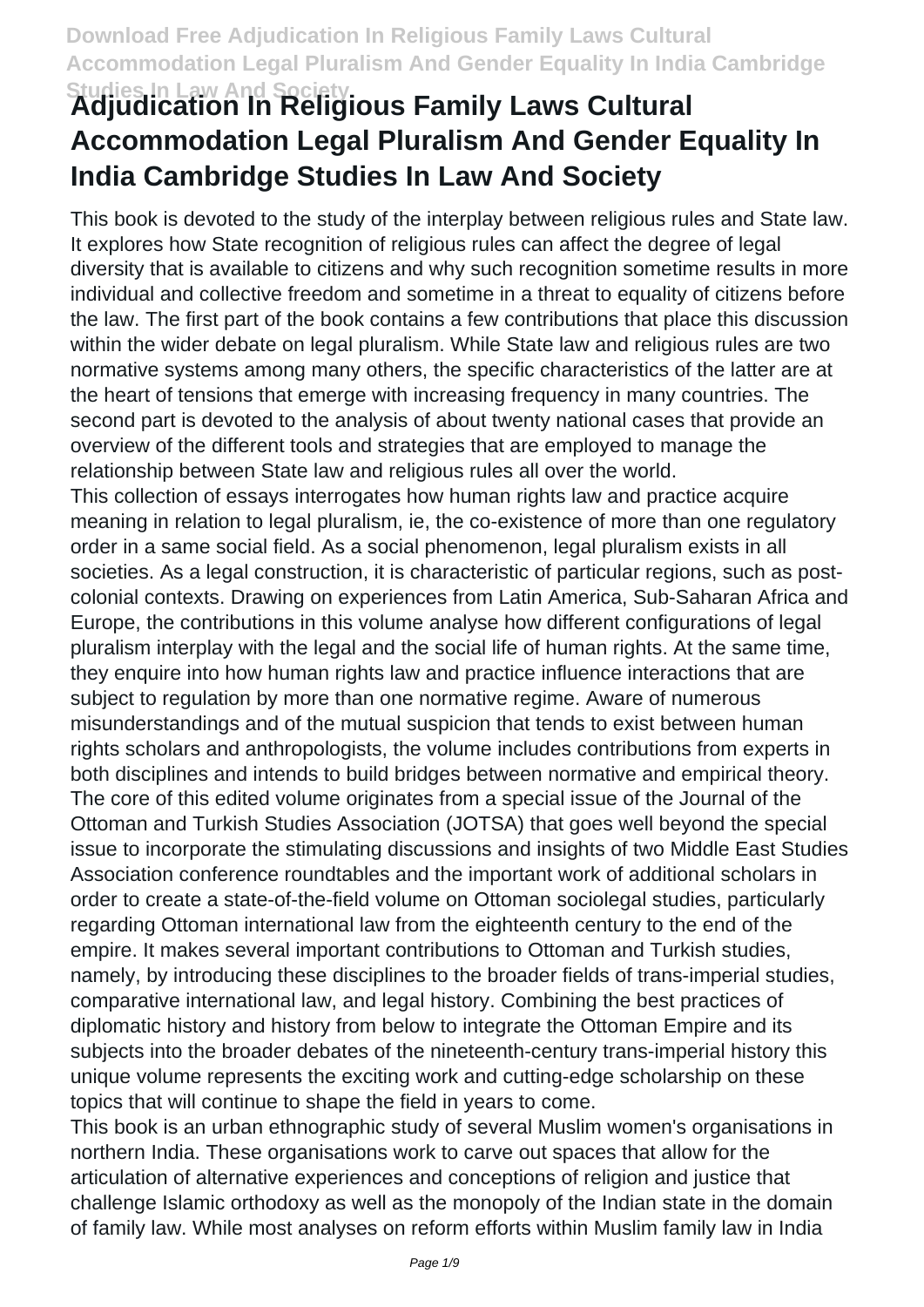# Adjudication In Religious Family Laws Cultural Accommodation Legal Pluralism And Gender Equality In India Cambridge Studies In Law And Society

This book is devoted to the study of the interplay between religious rules and State law. It explores how State recognition of religious rules can affect the degree of legal diversity that is available to citizens and why such recognition sometime results in more individual and collective freedom and sometime in a threat to equality of citizens before the law. The first part of the book contains a few contributions that place this discussion within the wider debate on legal pluralism. While State law and religious rules are two normative systems among many others, the specific characteristics of the latter are at the heart of tensions that emerge with increasing frequency in many countries. The second part is devoted to the analysis of about twenty national cases that provide an overview of the different tools and strategies that are employed to manage the relationship between State law and religious rules all over the world.

This collection of essays interrogates how human rights law and practice acquire meaning in relation to legal pluralism, ie, the co-existence of more than one regulatory order in a same social field. As a social phenomenon, legal pluralism exists in all societies. As a legal construction, it is characteristic of particular regions, such as post-colonial contexts. Drawing on experiences from Latin America, Sub-Saharan Africa and Europe, the contributions in this volume analyse how different configurations of legal pluralism interplay with the legal and the social life of human rights. At the same time, they enquire into how human rights law and practice influence interactions that are subject to regulation by more than one normative regime. Aware of numerous misunderstandings and of the mutual suspicion that tends to exist between human rights scholars and anthropologists, the volume includes contributions from experts in both disciplines and intends to build bridges between normative and empirical theory.

The core of this edited volume originates from a special issue of the Journal of the Ottoman and Turkish Studies Association (JOTSA) that goes well beyond the special issue to incorporate the stimulating discussions and insights of two Middle East Studies Association conference roundtables and the important work of additional scholars in order to create a state-of-the-field volume on Ottoman sociolegal studies, particularly regarding Ottoman international law from the eighteenth century to the end of the empire. It makes several important contributions to Ottoman and Turkish studies, namely, by introducing these disciplines to the broader fields of trans-imperial studies, comparative international law, and legal history. Combining the best practices of diplomatic history and history from below to integrate the Ottoman Empire and its subjects into the broader debates of the nineteenth-century trans-imperial history this unique volume represents the exciting work and cutting-edge scholarship on these topics that will continue to shape the field in years to come.

This book is an urban ethnographic study of several Muslim women's organisations in northern India. These organisations work to carve out spaces that allow for the articulation of alternative experiences and conceptions of religion and justice that challenge Islamic orthodoxy as well as the monopoly of the Indian state in the domain of family law. While most analyses on reform efforts within Muslim family law in India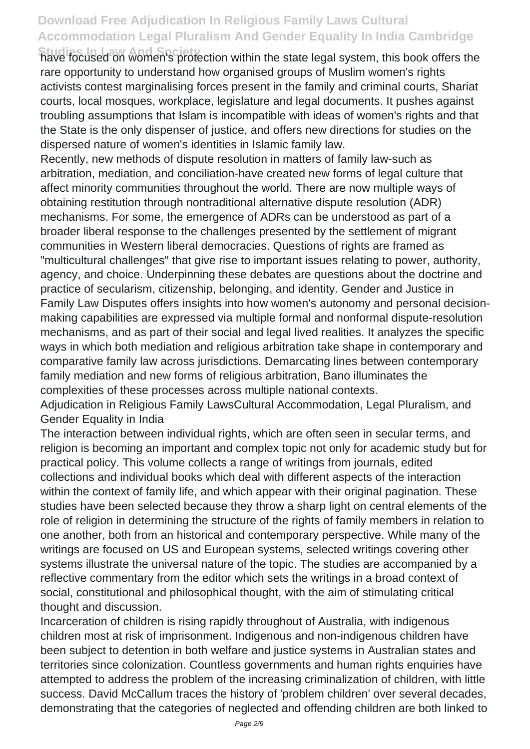have focused on women's protection within the state legal system, this book offers the rare opportunity to understand how organised groups of Muslim women's rights activists contest marginalising forces present in the family and criminal courts, Shariat courts, local mosques, workplace, legislature and legal documents. It pushes against troubling assumptions that Islam is incompatible with ideas of women's rights and that the State is the only dispenser of justice, and offers new directions for studies on the dispersed nature of women's identities in Islamic family law.

Recently, new methods of dispute resolution in matters of family law-such as arbitration, mediation, and conciliation-have created new forms of legal culture that affect minority communities throughout the world. There are now multiple ways of obtaining restitution through nontraditional alternative dispute resolution (ADR) mechanisms. For some, the emergence of ADRs can be understood as part of a broader liberal response to the challenges presented by the settlement of migrant communities in Western liberal democracies. Questions of rights are framed as "multicultural challenges" that give rise to important issues relating to power, authority, agency, and choice. Underpinning these debates are questions about the doctrine and practice of secularism, citizenship, belonging, and identity. Gender and Justice in Family Law Disputes offers insights into how women's autonomy and personal decision-making capabilities are expressed via multiple formal and nonformal dispute-resolution mechanisms, and as part of their social and legal lived realities. It analyzes the specific ways in which both mediation and religious arbitration take shape in contemporary and comparative family law across jurisdictions. Demarcating lines between contemporary family mediation and new forms of religious arbitration, Bano illuminates the complexities of these processes across multiple national contexts.

Adjudication in Religious Family LawsCultural Accommodation, Legal Pluralism, and Gender Equality in India

The interaction between individual rights, which are often seen in secular terms, and religion is becoming an important and complex topic not only for academic study but for practical policy. This volume collects a range of writings from journals, edited collections and individual books which deal with different aspects of the interaction within the context of family life, and which appear with their original pagination. These studies have been selected because they throw a sharp light on central elements of the role of religion in determining the structure of the rights of family members in relation to one another, both from an historical and contemporary perspective. While many of the writings are focused on US and European systems, selected writings covering other systems illustrate the universal nature of the topic. The studies are accompanied by a reflective commentary from the editor which sets the writings in a broad context of social, constitutional and philosophical thought, with the aim of stimulating critical thought and discussion.

Incarceration of children is rising rapidly throughout of Australia, with indigenous children most at risk of imprisonment. Indigenous and non-indigenous children have been subject to detention in both welfare and justice systems in Australian states and territories since colonization. Countless governments and human rights enquiries have attempted to address the problem of the increasing criminalization of children, with little success. David McCallum traces the history of 'problem children' over several decades, demonstrating that the categories of neglected and offending children are both linked to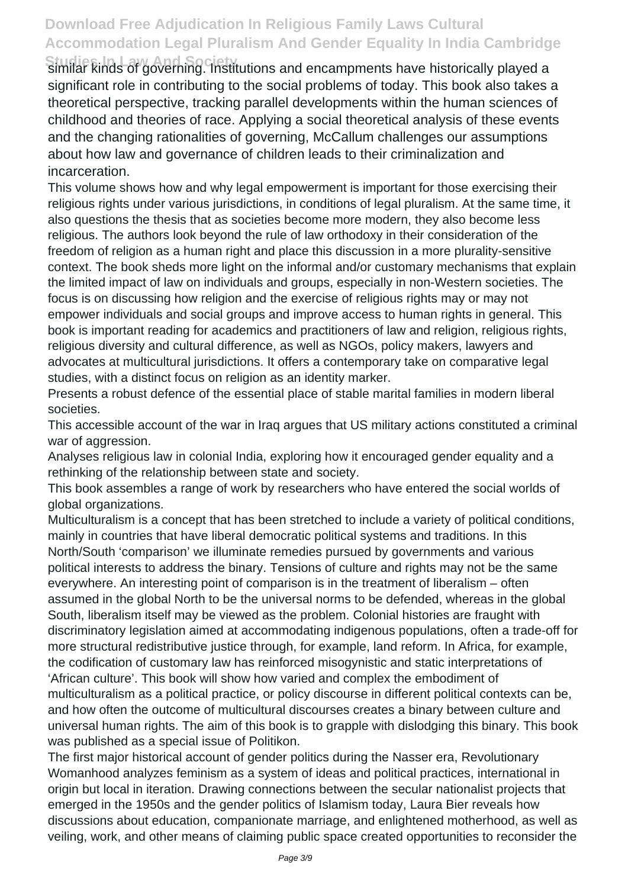similar kinds of governing. Institutions and encampments have historically played a significant role in contributing to the social problems of today. This book also takes a theoretical perspective, tracking parallel developments within the human sciences of childhood and theories of race. Applying a social theoretical analysis of these events and the changing rationalities of governing, McCallum challenges our assumptions about how law and governance of children leads to their criminalization and incarceration.

This volume shows how and why legal empowerment is important for those exercising their religious rights under various jurisdictions, in conditions of legal pluralism. At the same time, it also questions the thesis that as societies become more modern, they also become less religious. The authors look beyond the rule of law orthodoxy in their consideration of the freedom of religion as a human right and place this discussion in a more plurality-sensitive context. The book sheds more light on the informal and/or customary mechanisms that explain the limited impact of law on individuals and groups, especially in non-Western societies. The focus is on discussing how religion and the exercise of religious rights may or may not empower individuals and social groups and improve access to human rights in general. This book is important reading for academics and practitioners of law and religion, religious rights, religious diversity and cultural difference, as well as NGOs, policy makers, lawyers and advocates at multicultural jurisdictions. It offers a contemporary take on comparative legal studies, with a distinct focus on religion as an identity marker.

Presents a robust defence of the essential place of stable marital families in modern liberal societies.

This accessible account of the war in Iraq argues that US military actions constituted a criminal war of aggression.

Analyses religious law in colonial India, exploring how it encouraged gender equality and a rethinking of the relationship between state and society.

This book assembles a range of work by researchers who have entered the social worlds of global organizations.

Multiculturalism is a concept that has been stretched to include a variety of political conditions, mainly in countries that have liberal democratic political systems and traditions. In this North/South 'comparison' we illuminate remedies pursued by governments and various political interests to address the binary. Tensions of culture and rights may not be the same everywhere. An interesting point of comparison is in the treatment of liberalism – often assumed in the global North to be the universal norms to be defended, whereas in the global South, liberalism itself may be viewed as the problem. Colonial histories are fraught with discriminatory legislation aimed at accommodating indigenous populations, often a trade-off for more structural redistributive justice through, for example, land reform. In Africa, for example, the codification of customary law has reinforced misogynistic and static interpretations of 'African culture'. This book will show how varied and complex the embodiment of multiculturalism as a political practice, or policy discourse in different political contexts can be, and how often the outcome of multicultural discourses creates a binary between culture and universal human rights. The aim of this book is to grapple with dislodging this binary. This book was published as a special issue of Politikon.

The first major historical account of gender politics during the Nasser era, Revolutionary Womanhood analyzes feminism as a system of ideas and political practices, international in origin but local in iteration. Drawing connections between the secular nationalist projects that emerged in the 1950s and the gender politics of Islamism today, Laura Bier reveals how discussions about education, companionate marriage, and enlightened motherhood, as well as veiling, work, and other means of claiming public space created opportunities to reconsider the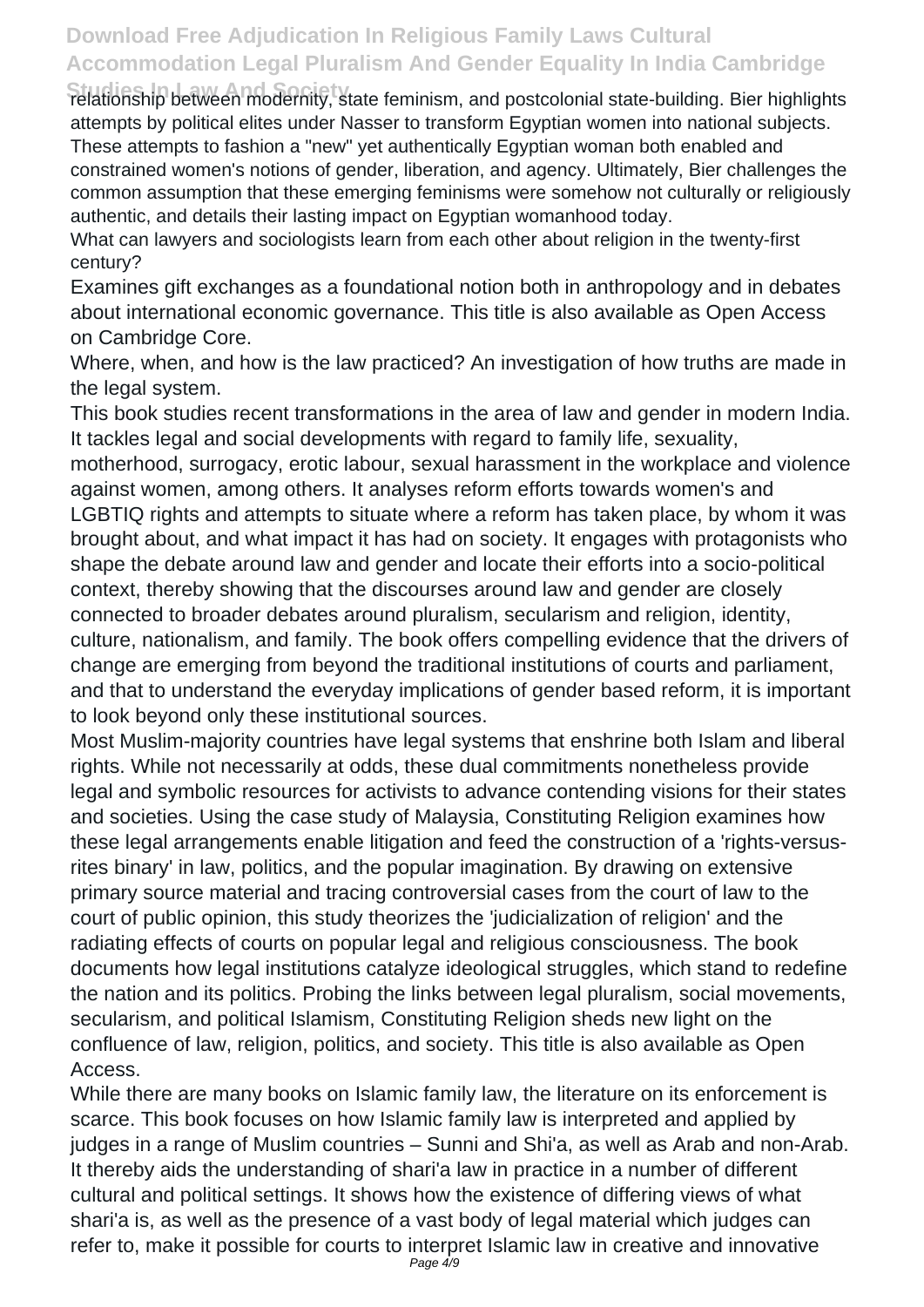relationship between modernity, state feminism, and postcolonial state-building. Bier highlights attempts by political elites under Nasser to transform Egyptian women into national subjects. These attempts to fashion a "new" yet authentically Egyptian woman both enabled and constrained women's notions of gender, liberation, and agency. Ultimately, Bier challenges the common assumption that these emerging feminisms were somehow not culturally or religiously authentic, and details their lasting impact on Egyptian womanhood today.

What can lawyers and sociologists learn from each other about religion in the twenty-first century?

Examines gift exchanges as a foundational notion both in anthropology and in debates about international economic governance. This title is also available as Open Access on Cambridge Core.

Where, when, and how is the law practiced? An investigation of how truths are made in the legal system.

This book studies recent transformations in the area of law and gender in modern India. It tackles legal and social developments with regard to family life, sexuality, motherhood, surrogacy, erotic labour, sexual harassment in the workplace and violence against women, among others. It analyses reform efforts towards women's and LGBTIQ rights and attempts to situate where a reform has taken place, by whom it was brought about, and what impact it has had on society. It engages with protagonists who shape the debate around law and gender and locate their efforts into a socio-political context, thereby showing that the discourses around law and gender are closely connected to broader debates around pluralism, secularism and religion, identity, culture, nationalism, and family. The book offers compelling evidence that the drivers of change are emerging from beyond the traditional institutions of courts and parliament, and that to understand the everyday implications of gender based reform, it is important to look beyond only these institutional sources.

Most Muslim-majority countries have legal systems that enshrine both Islam and liberal rights. While not necessarily at odds, these dual commitments nonetheless provide legal and symbolic resources for activists to advance contending visions for their states and societies. Using the case study of Malaysia, Constituting Religion examines how these legal arrangements enable litigation and feed the construction of a 'rights-versus-rites binary' in law, politics, and the popular imagination. By drawing on extensive primary source material and tracing controversial cases from the court of law to the court of public opinion, this study theorizes the 'judicialization of religion' and the radiating effects of courts on popular legal and religious consciousness. The book documents how legal institutions catalyze ideological struggles, which stand to redefine the nation and its politics. Probing the links between legal pluralism, social movements, secularism, and political Islamism, Constituting Religion sheds new light on the confluence of law, religion, politics, and society. This title is also available as Open Access.

While there are many books on Islamic family law, the literature on its enforcement is scarce. This book focuses on how Islamic family law is interpreted and applied by judges in a range of Muslim countries – Sunni and Shi'a, as well as Arab and non-Arab. It thereby aids the understanding of shari'a law in practice in a number of different cultural and political settings. It shows how the existence of differing views of what shari'a is, as well as the presence of a vast body of legal material which judges can refer to, make it possible for courts to interpret Islamic law in creative and innovative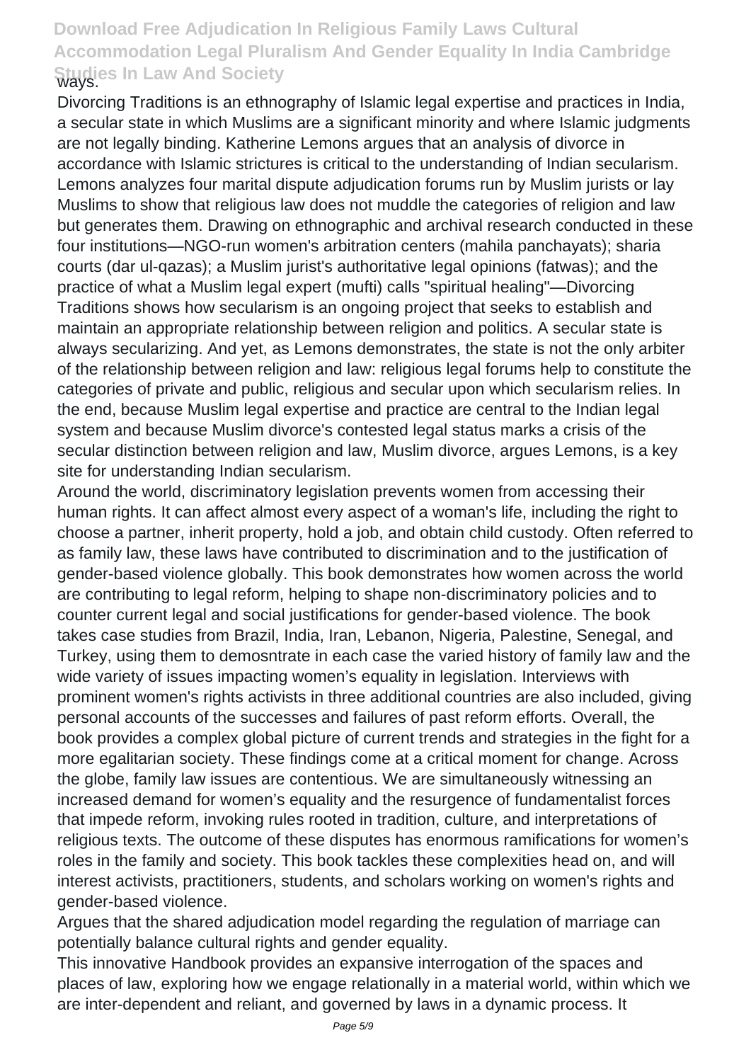ways.

Divorcing Traditions is an ethnography of Islamic legal expertise and practices in India, a secular state in which Muslims are a significant minority and where Islamic judgments are not legally binding. Katherine Lemons argues that an analysis of divorce in accordance with Islamic strictures is critical to the understanding of Indian secularism. Lemons analyzes four marital dispute adjudication forums run by Muslim jurists or lay Muslims to show that religious law does not muddle the categories of religion and law but generates them. Drawing on ethnographic and archival research conducted in these four institutions—NGO-run women's arbitration centers (mahila panchayats); sharia courts (dar ul-qazas); a Muslim jurist's authoritative legal opinions (fatwas); and the practice of what a Muslim legal expert (mufti) calls "spiritual healing"—Divorcing Traditions shows how secularism is an ongoing project that seeks to establish and maintain an appropriate relationship between religion and politics. A secular state is always secularizing. And yet, as Lemons demonstrates, the state is not the only arbiter of the relationship between religion and law: religious legal forums help to constitute the categories of private and public, religious and secular upon which secularism relies. In the end, because Muslim legal expertise and practice are central to the Indian legal system and because Muslim divorce's contested legal status marks a crisis of the secular distinction between religion and law, Muslim divorce, argues Lemons, is a key site for understanding Indian secularism.

Around the world, discriminatory legislation prevents women from accessing their human rights. It can affect almost every aspect of a woman's life, including the right to choose a partner, inherit property, hold a job, and obtain child custody. Often referred to as family law, these laws have contributed to discrimination and to the justification of gender-based violence globally. This book demonstrates how women across the world are contributing to legal reform, helping to shape non-discriminatory policies and to counter current legal and social justifications for gender-based violence. The book takes case studies from Brazil, India, Iran, Lebanon, Nigeria, Palestine, Senegal, and Turkey, using them to demosntrate in each case the varied history of family law and the wide variety of issues impacting women's equality in legislation. Interviews with prominent women's rights activists in three additional countries are also included, giving personal accounts of the successes and failures of past reform efforts. Overall, the book provides a complex global picture of current trends and strategies in the fight for a more egalitarian society. These findings come at a critical moment for change. Across the globe, family law issues are contentious. We are simultaneously witnessing an increased demand for women's equality and the resurgence of fundamentalist forces that impede reform, invoking rules rooted in tradition, culture, and interpretations of religious texts. The outcome of these disputes has enormous ramifications for women's roles in the family and society. This book tackles these complexities head on, and will interest activists, practitioners, students, and scholars working on women's rights and gender-based violence.

Argues that the shared adjudication model regarding the regulation of marriage can potentially balance cultural rights and gender equality.

This innovative Handbook provides an expansive interrogation of the spaces and places of law, exploring how we engage relationally in a material world, within which we are inter-dependent and reliant, and governed by laws in a dynamic process. It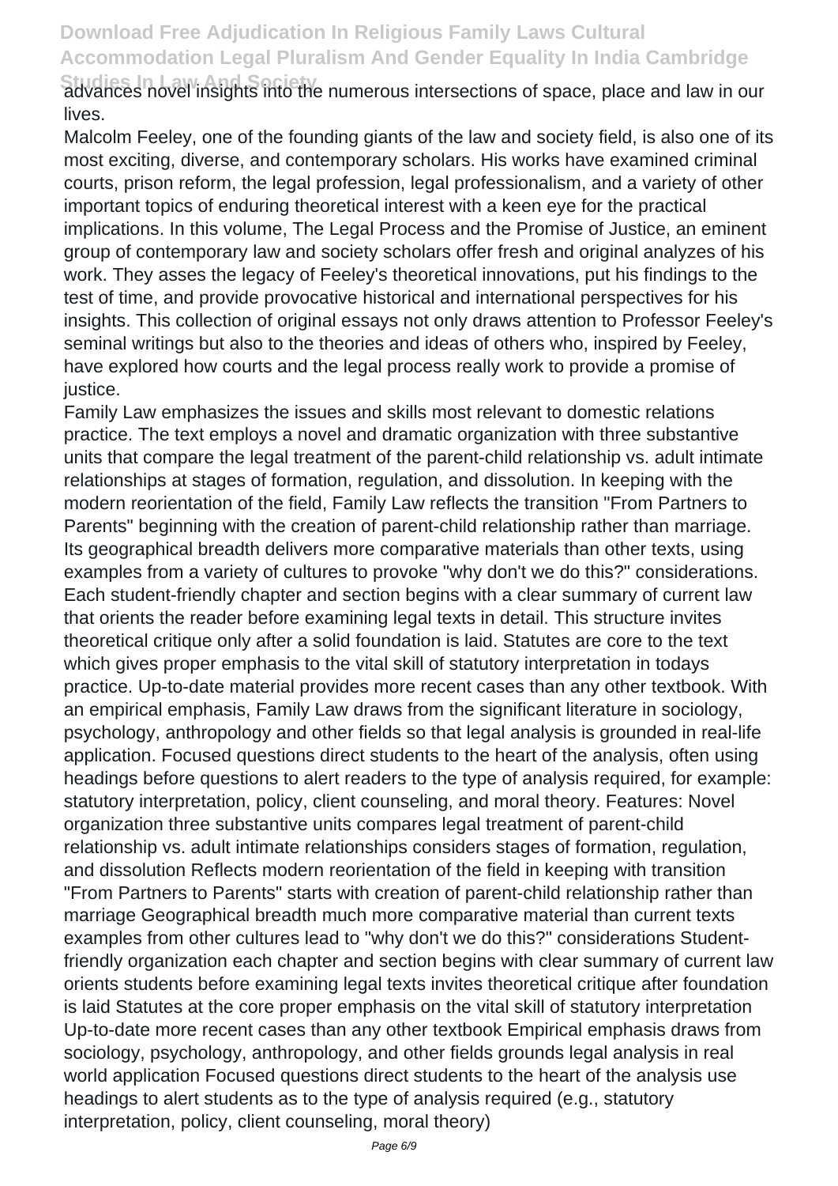advances novel insights into the numerous intersections of space, place and law in our lives.

Malcolm Feeley, one of the founding giants of the law and society field, is also one of its most exciting, diverse, and contemporary scholars. His works have examined criminal courts, prison reform, the legal profession, legal professionalism, and a variety of other important topics of enduring theoretical interest with a keen eye for the practical implications. In this volume, The Legal Process and the Promise of Justice, an eminent group of contemporary law and society scholars offer fresh and original analyzes of his work. They asses the legacy of Feeley's theoretical innovations, put his findings to the test of time, and provide provocative historical and international perspectives for his insights. This collection of original essays not only draws attention to Professor Feeley's seminal writings but also to the theories and ideas of others who, inspired by Feeley, have explored how courts and the legal process really work to provide a promise of justice.

Family Law emphasizes the issues and skills most relevant to domestic relations practice. The text employs a novel and dramatic organization with three substantive units that compare the legal treatment of the parent-child relationship vs. adult intimate relationships at stages of formation, regulation, and dissolution. In keeping with the modern reorientation of the field, Family Law reflects the transition "From Partners to Parents" beginning with the creation of parent-child relationship rather than marriage. Its geographical breadth delivers more comparative materials than other texts, using examples from a variety of cultures to provoke "why don't we do this?" considerations. Each student-friendly chapter and section begins with a clear summary of current law that orients the reader before examining legal texts in detail. This structure invites theoretical critique only after a solid foundation is laid. Statutes are core to the text which gives proper emphasis to the vital skill of statutory interpretation in todays practice. Up-to-date material provides more recent cases than any other textbook. With an empirical emphasis, Family Law draws from the significant literature in sociology, psychology, anthropology and other fields so that legal analysis is grounded in real-life application. Focused questions direct students to the heart of the analysis, often using headings before questions to alert readers to the type of analysis required, for example: statutory interpretation, policy, client counseling, and moral theory. Features: Novel organization three substantive units compares legal treatment of parent-child relationship vs. adult intimate relationships considers stages of formation, regulation, and dissolution Reflects modern reorientation of the field in keeping with transition "From Partners to Parents" starts with creation of parent-child relationship rather than marriage Geographical breadth much more comparative material than current texts examples from other cultures lead to "why don't we do this?" considerations Student-friendly organization each chapter and section begins with clear summary of current law orients students before examining legal texts invites theoretical critique after foundation is laid Statutes at the core proper emphasis on the vital skill of statutory interpretation Up-to-date more recent cases than any other textbook Empirical emphasis draws from sociology, psychology, anthropology, and other fields grounds legal analysis in real world application Focused questions direct students to the heart of the analysis use headings to alert students as to the type of analysis required (e.g., statutory interpretation, policy, client counseling, moral theory)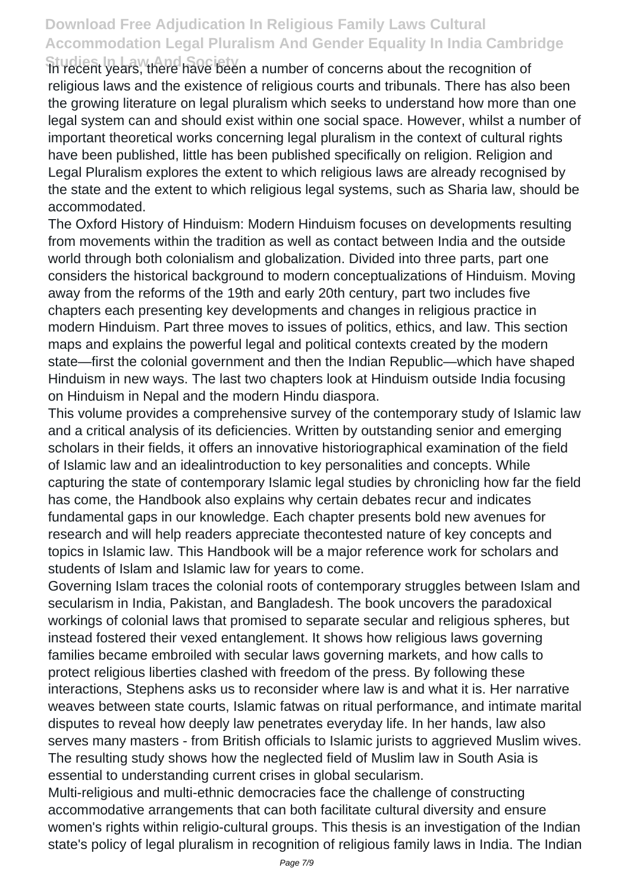In recent years, there have been a number of concerns about the recognition of religious laws and the existence of religious courts and tribunals. There has also been the growing literature on legal pluralism which seeks to understand how more than one legal system can and should exist within one social space. However, whilst a number of important theoretical works concerning legal pluralism in the context of cultural rights have been published, little has been published specifically on religion. Religion and Legal Pluralism explores the extent to which religious laws are already recognised by the state and the extent to which religious legal systems, such as Sharia law, should be accommodated.

The Oxford History of Hinduism: Modern Hinduism focuses on developments resulting from movements within the tradition as well as contact between India and the outside world through both colonialism and globalization. Divided into three parts, part one considers the historical background to modern conceptualizations of Hinduism. Moving away from the reforms of the 19th and early 20th century, part two includes five chapters each presenting key developments and changes in religious practice in modern Hinduism. Part three moves to issues of politics, ethics, and law. This section maps and explains the powerful legal and political contexts created by the modern state—first the colonial government and then the Indian Republic—which have shaped Hinduism in new ways. The last two chapters look at Hinduism outside India focusing on Hinduism in Nepal and the modern Hindu diaspora.

This volume provides a comprehensive survey of the contemporary study of Islamic law and a critical analysis of its deficiencies. Written by outstanding senior and emerging scholars in their fields, it offers an innovative historiographical examination of the field of Islamic law and an idealintroduction to key personalities and concepts. While capturing the state of contemporary Islamic legal studies by chronicling how far the field has come, the Handbook also explains why certain debates recur and indicates fundamental gaps in our knowledge. Each chapter presents bold new avenues for research and will help readers appreciate thecontested nature of key concepts and topics in Islamic law. This Handbook will be a major reference work for scholars and students of Islam and Islamic law for years to come.

Governing Islam traces the colonial roots of contemporary struggles between Islam and secularism in India, Pakistan, and Bangladesh. The book uncovers the paradoxical workings of colonial laws that promised to separate secular and religious spheres, but instead fostered their vexed entanglement. It shows how religious laws governing families became embroiled with secular laws governing markets, and how calls to protect religious liberties clashed with freedom of the press. By following these interactions, Stephens asks us to reconsider where law is and what it is. Her narrative weaves between state courts, Islamic fatwas on ritual performance, and intimate marital disputes to reveal how deeply law penetrates everyday life. In her hands, law also serves many masters - from British officials to Islamic jurists to aggrieved Muslim wives. The resulting study shows how the neglected field of Muslim law in South Asia is essential to understanding current crises in global secularism.

Multi-religious and multi-ethnic democracies face the challenge of constructing accommodative arrangements that can both facilitate cultural diversity and ensure women's rights within religio-cultural groups. This thesis is an investigation of the Indian state's policy of legal pluralism in recognition of religious family laws in India. The Indian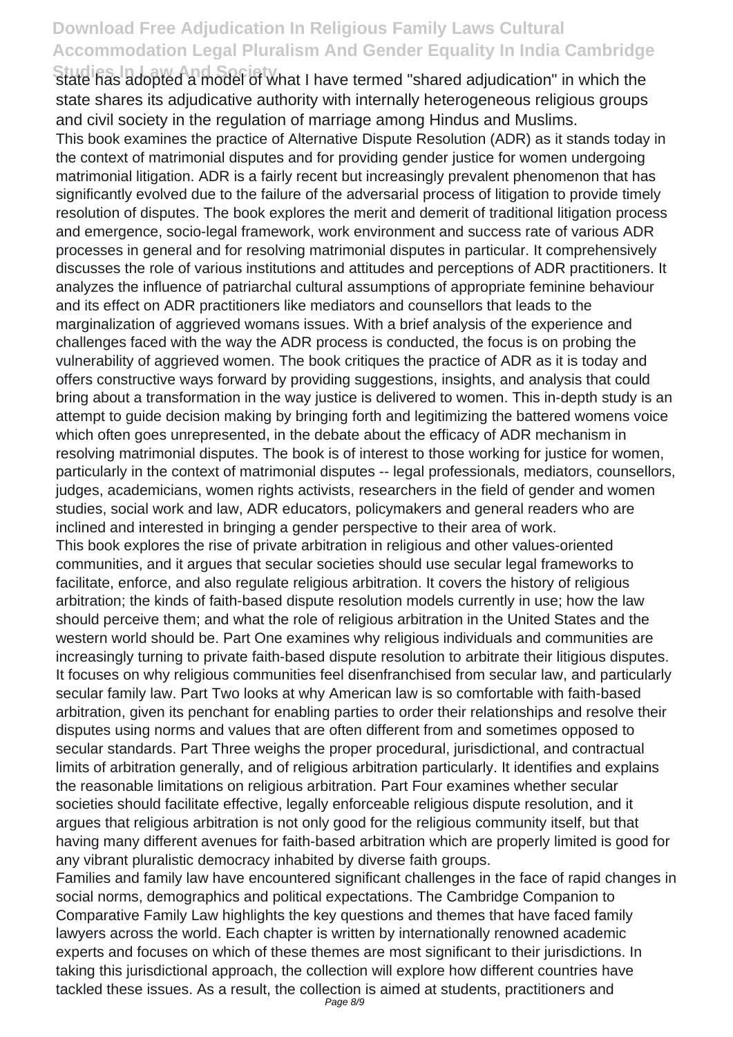state has adopted a model of what I have termed "shared adjudication" in which the state shares its adjudicative authority with internally heterogeneous religious groups and civil society in the regulation of marriage among Hindus and Muslims.

This book examines the practice of Alternative Dispute Resolution (ADR) as it stands today in the context of matrimonial disputes and for providing gender justice for women undergoing matrimonial litigation. ADR is a fairly recent but increasingly prevalent phenomenon that has significantly evolved due to the failure of the adversarial process of litigation to provide timely resolution of disputes. The book explores the merit and demerit of traditional litigation process and emergence, socio-legal framework, work environment and success rate of various ADR processes in general and for resolving matrimonial disputes in particular. It comprehensively discusses the role of various institutions and attitudes and perceptions of ADR practitioners. It analyzes the influence of patriarchal cultural assumptions of appropriate feminine behaviour and its effect on ADR practitioners like mediators and counsellors that leads to the marginalization of aggrieved womans issues. With a brief analysis of the experience and challenges faced with the way the ADR process is conducted, the focus is on probing the vulnerability of aggrieved women. The book critiques the practice of ADR as it is today and offers constructive ways forward by providing suggestions, insights, and analysis that could bring about a transformation in the way justice is delivered to women. This in-depth study is an attempt to guide decision making by bringing forth and legitimizing the battered womens voice which often goes unrepresented, in the debate about the efficacy of ADR mechanism in resolving matrimonial disputes. The book is of interest to those working for justice for women, particularly in the context of matrimonial disputes -- legal professionals, mediators, counsellors, judges, academicians, women rights activists, researchers in the field of gender and women studies, social work and law, ADR educators, policymakers and general readers who are inclined and interested in bringing a gender perspective to their area of work.

This book explores the rise of private arbitration in religious and other values-oriented communities, and it argues that secular societies should use secular legal frameworks to facilitate, enforce, and also regulate religious arbitration. It covers the history of religious arbitration; the kinds of faith-based dispute resolution models currently in use; how the law should perceive them; and what the role of religious arbitration in the United States and the western world should be. Part One examines why religious individuals and communities are increasingly turning to private faith-based dispute resolution to arbitrate their litigious disputes. It focuses on why religious communities feel disenfranchised from secular law, and particularly secular family law. Part Two looks at why American law is so comfortable with faith-based arbitration, given its penchant for enabling parties to order their relationships and resolve their disputes using norms and values that are often different from and sometimes opposed to secular standards. Part Three weighs the proper procedural, jurisdictional, and contractual limits of arbitration generally, and of religious arbitration particularly. It identifies and explains the reasonable limitations on religious arbitration. Part Four examines whether secular societies should facilitate effective, legally enforceable religious dispute resolution, and it argues that religious arbitration is not only good for the religious community itself, but that having many different avenues for faith-based arbitration which are properly limited is good for any vibrant pluralistic democracy inhabited by diverse faith groups.

Families and family law have encountered significant challenges in the face of rapid changes in social norms, demographics and political expectations. The Cambridge Companion to Comparative Family Law highlights the key questions and themes that have faced family lawyers across the world. Each chapter is written by internationally renowned academic experts and focuses on which of these themes are most significant to their jurisdictions. In taking this jurisdictional approach, the collection will explore how different countries have tackled these issues. As a result, the collection is aimed at students, practitioners and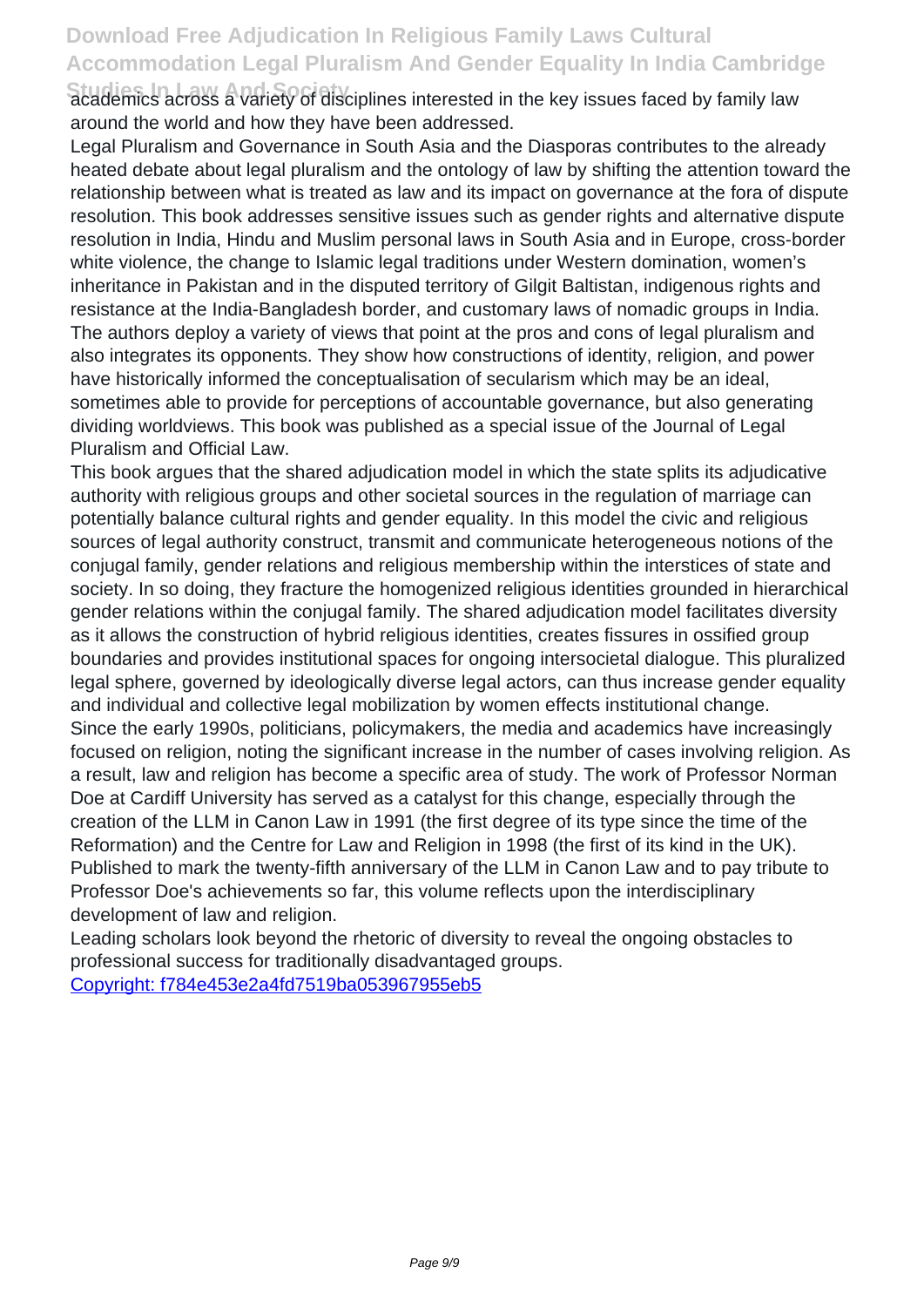academics across a variety of disciplines interested in the key issues faced by family law around the world and how they have been addressed.

Legal Pluralism and Governance in South Asia and the Diasporas contributes to the already heated debate about legal pluralism and the ontology of law by shifting the attention toward the relationship between what is treated as law and its impact on governance at the fora of dispute resolution. This book addresses sensitive issues such as gender rights and alternative dispute resolution in India, Hindu and Muslim personal laws in South Asia and in Europe, cross-border white violence, the change to Islamic legal traditions under Western domination, women's inheritance in Pakistan and in the disputed territory of Gilgit Baltistan, indigenous rights and resistance at the India-Bangladesh border, and customary laws of nomadic groups in India. The authors deploy a variety of views that point at the pros and cons of legal pluralism and also integrates its opponents. They show how constructions of identity, religion, and power have historically informed the conceptualisation of secularism which may be an ideal, sometimes able to provide for perceptions of accountable governance, but also generating dividing worldviews. This book was published as a special issue of the Journal of Legal Pluralism and Official Law.

This book argues that the shared adjudication model in which the state splits its adjudicative authority with religious groups and other societal sources in the regulation of marriage can potentially balance cultural rights and gender equality. In this model the civic and religious sources of legal authority construct, transmit and communicate heterogeneous notions of the conjugal family, gender relations and religious membership within the interstices of state and society. In so doing, they fracture the homogenized religious identities grounded in hierarchical gender relations within the conjugal family. The shared adjudication model facilitates diversity as it allows the construction of hybrid religious identities, creates fissures in ossified group boundaries and provides institutional spaces for ongoing intersocietal dialogue. This pluralized legal sphere, governed by ideologically diverse legal actors, can thus increase gender equality and individual and collective legal mobilization by women effects institutional change.

Since the early 1990s, politicians, policymakers, the media and academics have increasingly focused on religion, noting the significant increase in the number of cases involving religion. As a result, law and religion has become a specific area of study. The work of Professor Norman Doe at Cardiff University has served as a catalyst for this change, especially through the creation of the LLM in Canon Law in 1991 (the first degree of its type since the time of the Reformation) and the Centre for Law and Religion in 1998 (the first of its kind in the UK). Published to mark the twenty-fifth anniversary of the LLM in Canon Law and to pay tribute to Professor Doe's achievements so far, this volume reflects upon the interdisciplinary development of law and religion.

Leading scholars look beyond the rhetoric of diversity to reveal the ongoing obstacles to professional success for traditionally disadvantaged groups.

Copyright: f784e453e2a4fd7519ba053967955eb5